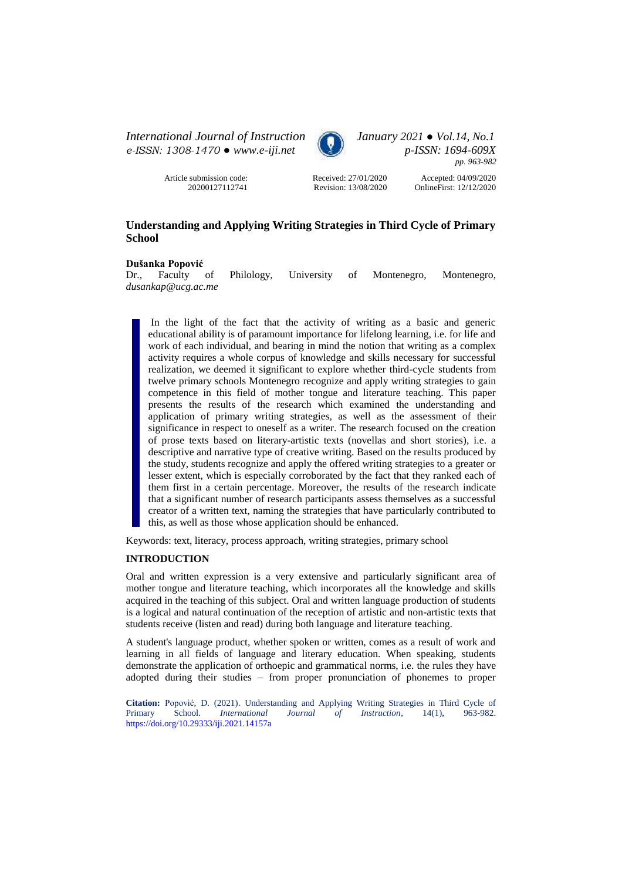Article submission code: 20200127112741

Received: 27/01/2020
Revision: 13/08/2020

Accepted: 04/09/2020
OnlineFirst: 12/12/2020

# Understanding and Applying Writing Strategies in Third Cycle of Primary School

**Dušanka Popović**
Dr., Faculty of Philology, University of Montenegro, Montenegro, *dusankap@ucg.ac.me*

In the light of the fact that the activity of writing as a basic and generic educational ability is of paramount importance for lifelong learning, i.e. for life and work of each individual, and bearing in mind the notion that writing as a complex activity requires a whole corpus of knowledge and skills necessary for successful realization, we deemed it significant to explore whether third-cycle students from twelve primary schools Montenegro recognize and apply writing strategies to gain competence in this field of mother tongue and literature teaching. This paper presents the results of the research which examined the understanding and application of primary writing strategies, as well as the assessment of their significance in respect to oneself as a writer. The research focused on the creation of prose texts based on literary-artistic texts (novellas and short stories), i.e. a descriptive and narrative type of creative writing. Based on the results produced by the study, students recognize and apply the offered writing strategies to a greater or lesser extent, which is especially corroborated by the fact that they ranked each of them first in a certain percentage. Moreover, the results of the research indicate that a significant number of research participants assess themselves as a successful creator of a written text, naming the strategies that have particularly contributed to this, as well as those whose application should be enhanced.

Keywords: text, literacy, process approach, writing strategies, primary school

## INTRODUCTION

Oral and written expression is a very extensive and particularly significant area of mother tongue and literature teaching, which incorporates all the knowledge and skills acquired in the teaching of this subject. Oral and written language production of students is a logical and natural continuation of the reception of artistic and non-artistic texts that students receive (listen and read) during both language and literature teaching.

A student's language product, whether spoken or written, comes as a result of work and learning in all fields of language and literary education. When speaking, students demonstrate the application of orthoepic and grammatical norms, i.e. the rules they have adopted during their studies – from proper pronunciation of phonemes to proper

**Citation:** Popović, D. (2021). Understanding and Applying Writing Strategies in Third Cycle of Primary School. *International Journal of Instruction*, 14(1), 963-982. https://doi.org/10.29333/iji.2021.14157a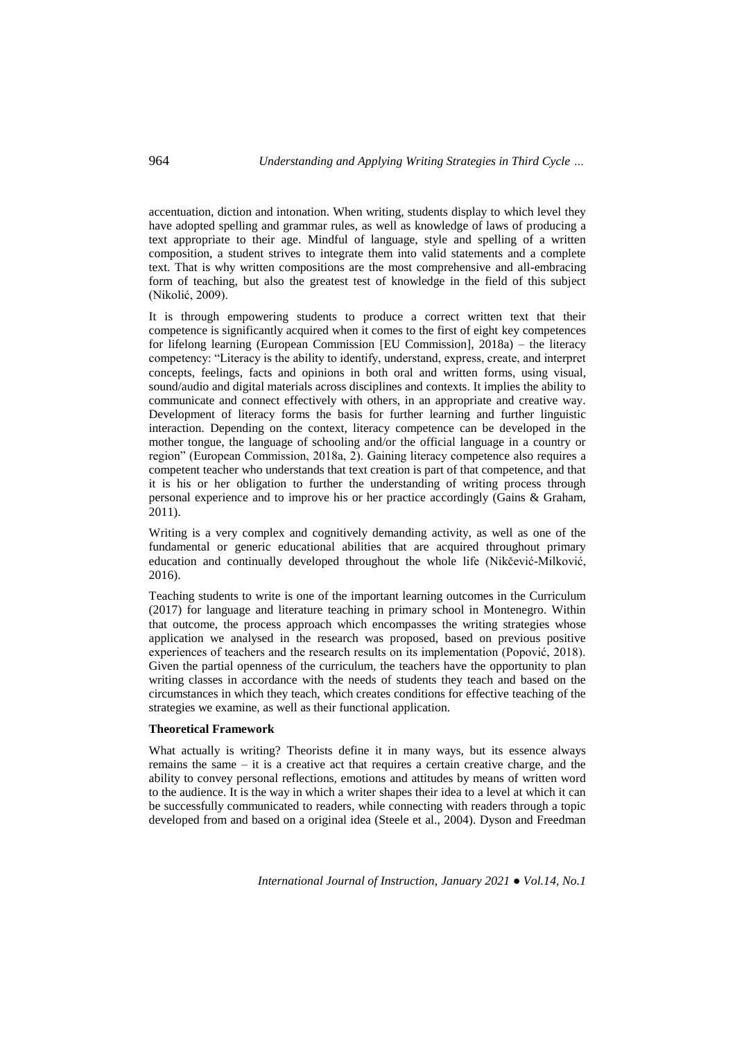accentuation, diction and intonation. When writing, students display to which level they have adopted spelling and grammar rules, as well as knowledge of laws of producing a text appropriate to their age. Mindful of language, style and spelling of a written composition, a student strives to integrate them into valid statements and a complete text. That is why written compositions are the most comprehensive and all-embracing form of teaching, but also the greatest test of knowledge in the field of this subject (Nikolić, 2009).

It is through empowering students to produce a correct written text that their competence is significantly acquired when it comes to the first of eight key competences for lifelong learning (European Commission [EU Commission], 2018a) – the literacy competency: "Literacy is the ability to identify, understand, express, create, and interpret concepts, feelings, facts and opinions in both oral and written forms, using visual, sound/audio and digital materials across disciplines and contexts. It implies the ability to communicate and connect effectively with others, in an appropriate and creative way. Development of literacy forms the basis for further learning and further linguistic interaction. Depending on the context, literacy competence can be developed in the mother tongue, the language of schooling and/or the official language in a country or region" (European Commission, 2018a, 2). Gaining literacy competence also requires a competent teacher who understands that text creation is part of that competence, and that it is his or her obligation to further the understanding of writing process through personal experience and to improve his or her practice accordingly (Gains & Graham, 2011).

Writing is a very complex and cognitively demanding activity, as well as one of the fundamental or generic educational abilities that are acquired throughout primary education and continually developed throughout the whole life (Nikčević-Milković, 2016).

Teaching students to write is one of the important learning outcomes in the Curriculum (2017) for language and literature teaching in primary school in Montenegro. Within that outcome, the process approach which encompasses the writing strategies whose application we analysed in the research was proposed, based on previous positive experiences of teachers and the research results on its implementation (Popović, 2018). Given the partial openness of the curriculum, the teachers have the opportunity to plan writing classes in accordance with the needs of students they teach and based on the circumstances in which they teach, which creates conditions for effective teaching of the strategies we examine, as well as their functional application.

**Theoretical Framework**

What actually is writing? Theorists define it in many ways, but its essence always remains the same – it is a creative act that requires a certain creative charge, and the ability to convey personal reflections, emotions and attitudes by means of written word to the audience. It is the way in which a writer shapes their idea to a level at which it can be successfully communicated to readers, while connecting with readers through a topic developed from and based on a original idea (Steele et al., 2004). Dyson and Freedman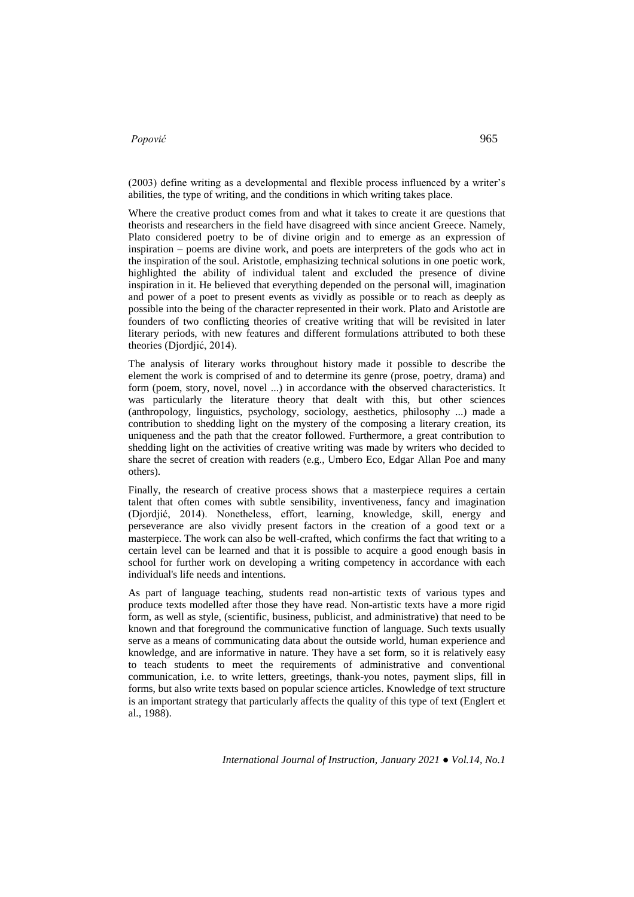(2003) define writing as a developmental and flexible process influenced by a writer's abilities, the type of writing, and the conditions in which writing takes place.

Where the creative product comes from and what it takes to create it are questions that theorists and researchers in the field have disagreed with since ancient Greece. Namely, Plato considered poetry to be of divine origin and to emerge as an expression of inspiration – poems are divine work, and poets are interpreters of the gods who act in the inspiration of the soul. Aristotle, emphasizing technical solutions in one poetic work, highlighted the ability of individual talent and excluded the presence of divine inspiration in it. He believed that everything depended on the personal will, imagination and power of a poet to present events as vividly as possible or to reach as deeply as possible into the being of the character represented in their work. Plato and Aristotle are founders of two conflicting theories of creative writing that will be revisited in later literary periods, with new features and different formulations attributed to both these theories (Djordjić, 2014).

The analysis of literary works throughout history made it possible to describe the element the work is comprised of and to determine its genre (prose, poetry, drama) and form (poem, story, novel, novel ...) in accordance with the observed characteristics. It was particularly the literature theory that dealt with this, but other sciences (anthropology, linguistics, psychology, sociology, aesthetics, philosophy ...) made a contribution to shedding light on the mystery of the composing a literary creation, its uniqueness and the path that the creator followed. Furthermore, a great contribution to shedding light on the activities of creative writing was made by writers who decided to share the secret of creation with readers (e.g., Umbero Eco, Edgar Allan Poe and many others).

Finally, the research of creative process shows that a masterpiece requires a certain talent that often comes with subtle sensibility, inventiveness, fancy and imagination (Djordjić, 2014). Nonetheless, effort, learning, knowledge, skill, energy and perseverance are also vividly present factors in the creation of a good text or a masterpiece. The work can also be well-crafted, which confirms the fact that writing to a certain level can be learned and that it is possible to acquire a good enough basis in school for further work on developing a writing competency in accordance with each individual's life needs and intentions.

As part of language teaching, students read non-artistic texts of various types and produce texts modelled after those they have read. Non-artistic texts have a more rigid form, as well as style, (scientific, business, publicist, and administrative) that need to be known and that foreground the communicative function of language. Such texts usually serve as a means of communicating data about the outside world, human experience and knowledge, and are informative in nature. They have a set form, so it is relatively easy to teach students to meet the requirements of administrative and conventional communication, i.e. to write letters, greetings, thank-you notes, payment slips, fill in forms, but also write texts based on popular science articles. Knowledge of text structure is an important strategy that particularly affects the quality of this type of text (Englert et al., 1988).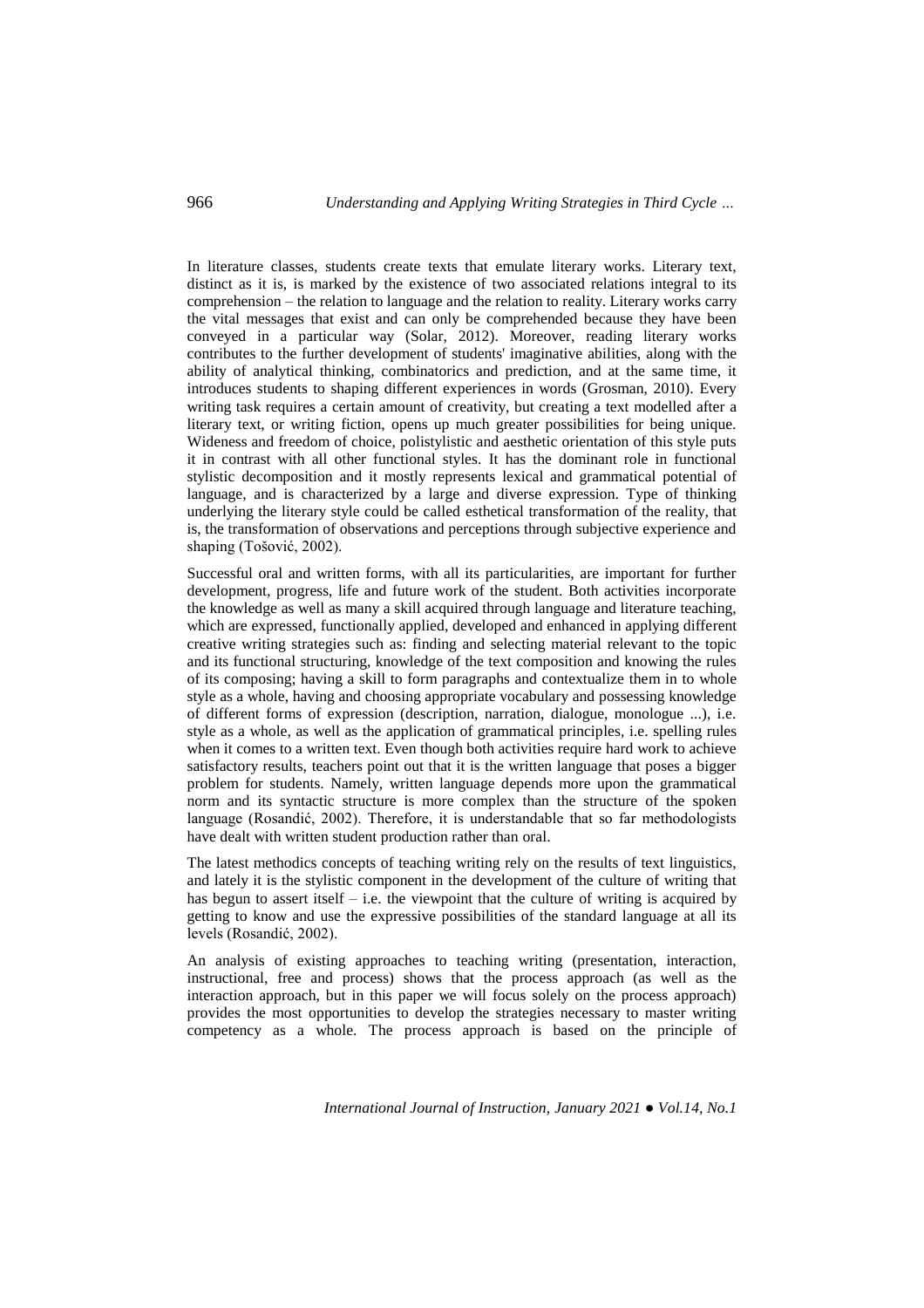In literature classes, students create texts that emulate literary works. Literary text, distinct as it is, is marked by the existence of two associated relations integral to its comprehension – the relation to language and the relation to reality. Literary works carry the vital messages that exist and can only be comprehended because they have been conveyed in a particular way (Solar, 2012). Moreover, reading literary works contributes to the further development of students' imaginative abilities, along with the ability of analytical thinking, combinatorics and prediction, and at the same time, it introduces students to shaping different experiences in words (Grosman, 2010). Every writing task requires a certain amount of creativity, but creating a text modelled after a literary text, or writing fiction, opens up much greater possibilities for being unique. Wideness and freedom of choice, polistylistic and aesthetic orientation of this style puts it in contrast with all other functional styles. It has the dominant role in functional stylistic decomposition and it mostly represents lexical and grammatical potential of language, and is characterized by a large and diverse expression. Type of thinking underlying the literary style could be called esthetical transformation of the reality, that is, the transformation of observations and perceptions through subjective experience and shaping (Tošović, 2002).

Successful oral and written forms, with all its particularities, are important for further development, progress, life and future work of the student. Both activities incorporate the knowledge as well as many a skill acquired through language and literature teaching, which are expressed, functionally applied, developed and enhanced in applying different creative writing strategies such as: finding and selecting material relevant to the topic and its functional structuring, knowledge of the text composition and knowing the rules of its composing; having a skill to form paragraphs and contextualize them in to whole style as a whole, having and choosing appropriate vocabulary and possessing knowledge of different forms of expression (description, narration, dialogue, monologue ...), i.e. style as a whole, as well as the application of grammatical principles, i.e. spelling rules when it comes to a written text. Even though both activities require hard work to achieve satisfactory results, teachers point out that it is the written language that poses a bigger problem for students. Namely, written language depends more upon the grammatical norm and its syntactic structure is more complex than the structure of the spoken language (Rosandić, 2002). Therefore, it is understandable that so far methodologists have dealt with written student production rather than oral.

The latest methodics concepts of teaching writing rely on the results of text linguistics, and lately it is the stylistic component in the development of the culture of writing that has begun to assert itself – i.e. the viewpoint that the culture of writing is acquired by getting to know and use the expressive possibilities of the standard language at all its levels (Rosandić, 2002).

An analysis of existing approaches to teaching writing (presentation, interaction, instructional, free and process) shows that the process approach (as well as the interaction approach, but in this paper we will focus solely on the process approach) provides the most opportunities to develop the strategies necessary to master writing competency as a whole. The process approach is based on the principle of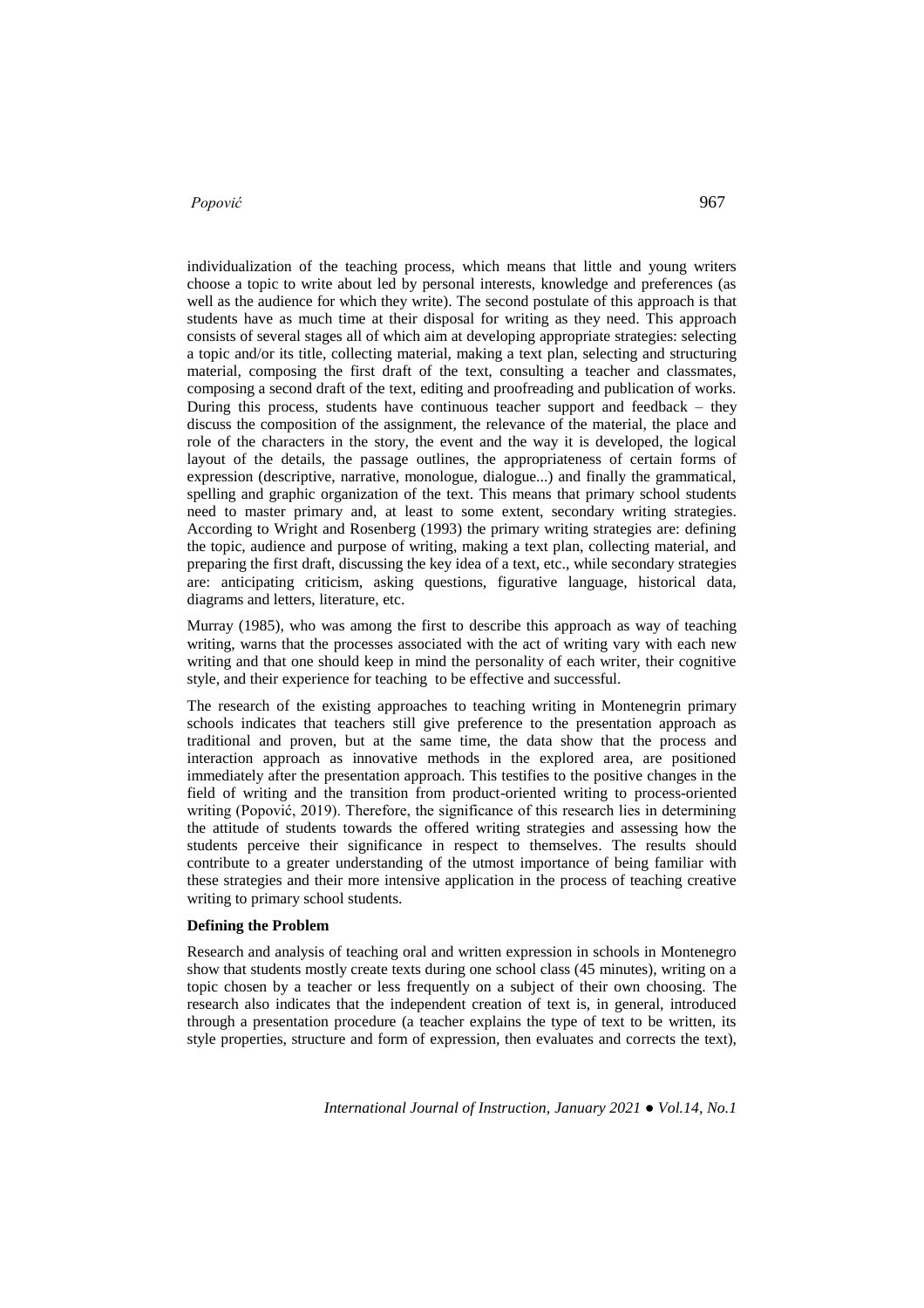individualization of the teaching process, which means that little and young writers choose a topic to write about led by personal interests, knowledge and preferences (as well as the audience for which they write). The second postulate of this approach is that students have as much time at their disposal for writing as they need. This approach consists of several stages all of which aim at developing appropriate strategies: selecting a topic and/or its title, collecting material, making a text plan, selecting and structuring material, composing the first draft of the text, consulting a teacher and classmates, composing a second draft of the text, editing and proofreading and publication of works. During this process, students have continuous teacher support and feedback – they discuss the composition of the assignment, the relevance of the material, the place and role of the characters in the story, the event and the way it is developed, the logical layout of the details, the passage outlines, the appropriateness of certain forms of expression (descriptive, narrative, monologue, dialogue...) and finally the grammatical, spelling and graphic organization of the text. This means that primary school students need to master primary and, at least to some extent, secondary writing strategies. According to Wright and Rosenberg (1993) the primary writing strategies are: defining the topic, audience and purpose of writing, making a text plan, collecting material, and preparing the first draft, discussing the key idea of a text, etc., while secondary strategies are: anticipating criticism, asking questions, figurative language, historical data, diagrams and letters, literature, etc.

Murray (1985), who was among the first to describe this approach as way of teaching writing, warns that the processes associated with the act of writing vary with each new writing and that one should keep in mind the personality of each writer, their cognitive style, and their experience for teaching to be effective and successful.

The research of the existing approaches to teaching writing in Montenegrin primary schools indicates that teachers still give preference to the presentation approach as traditional and proven, but at the same time, the data show that the process and interaction approach as innovative methods in the explored area, are positioned immediately after the presentation approach. This testifies to the positive changes in the field of writing and the transition from product-oriented writing to process-oriented writing (Popović, 2019). Therefore, the significance of this research lies in determining the attitude of students towards the offered writing strategies and assessing how the students perceive their significance in respect to themselves. The results should contribute to a greater understanding of the utmost importance of being familiar with these strategies and their more intensive application in the process of teaching creative writing to primary school students.

**Defining the Problem**

Research and analysis of teaching oral and written expression in schools in Montenegro show that students mostly create texts during one school class (45 minutes), writing on a topic chosen by a teacher or less frequently on a subject of their own choosing. The research also indicates that the independent creation of text is, in general, introduced through a presentation procedure (a teacher explains the type of text to be written, its style properties, structure and form of expression, then evaluates and corrects the text),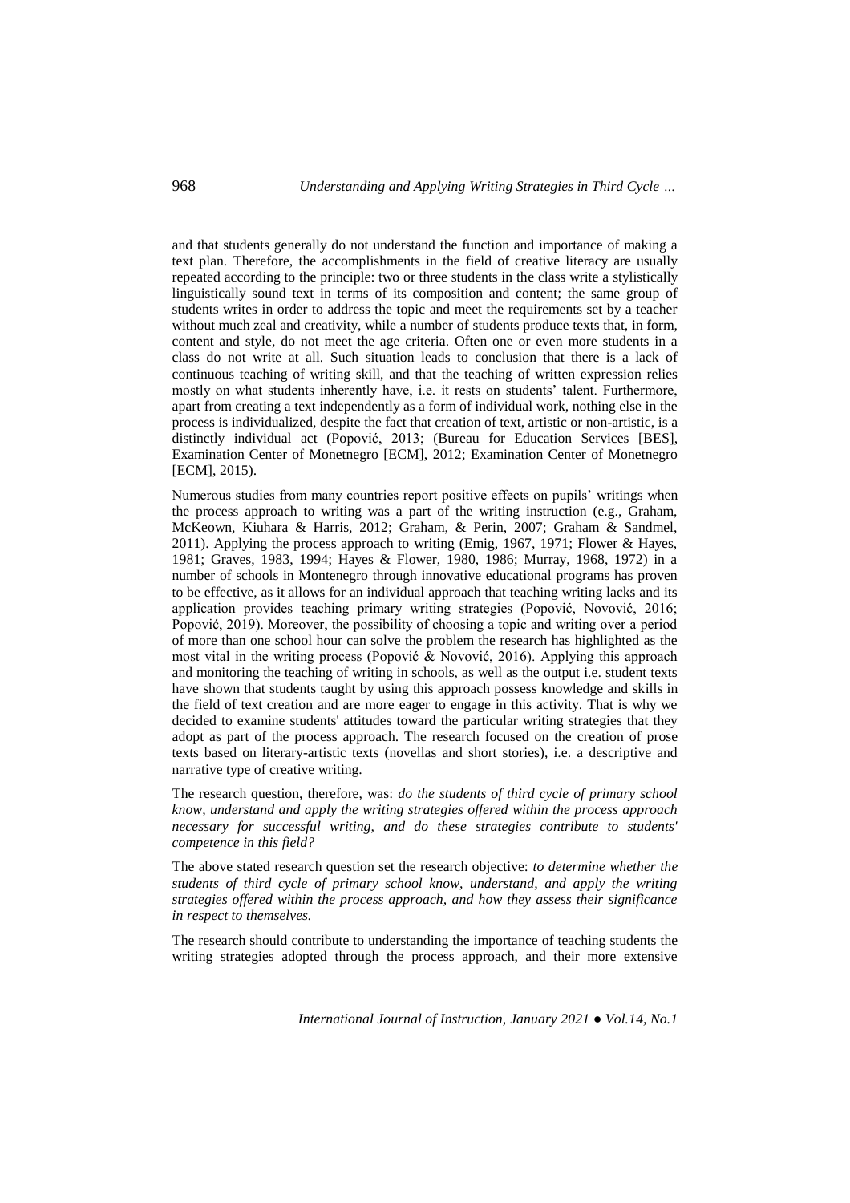and that students generally do not understand the function and importance of making a text plan. Therefore, the accomplishments in the field of creative literacy are usually repeated according to the principle: two or three students in the class write a stylistically linguistically sound text in terms of its composition and content; the same group of students writes in order to address the topic and meet the requirements set by a teacher without much zeal and creativity, while a number of students produce texts that, in form, content and style, do not meet the age criteria. Often one or even more students in a class do not write at all. Such situation leads to conclusion that there is a lack of continuous teaching of writing skill, and that the teaching of written expression relies mostly on what students inherently have, i.e. it rests on students' talent. Furthermore, apart from creating a text independently as a form of individual work, nothing else in the process is individualized, despite the fact that creation of text, artistic or non-artistic, is a distinctly individual act (Popović, 2013; (Bureau for Education Services [BES], Examination Center of Monetnegro [ECM], 2012; Examination Center of Monetnegro [ECM], 2015).

Numerous studies from many countries report positive effects on pupils' writings when the process approach to writing was a part of the writing instruction (e.g., Graham, McKeown, Kiuhara & Harris, 2012; Graham, & Perin, 2007; Graham & Sandmel, 2011). Applying the process approach to writing (Emig, 1967, 1971; Flower & Hayes, 1981; Graves, 1983, 1994; Hayes & Flower, 1980, 1986; Murray, 1968, 1972) in a number of schools in Montenegro through innovative educational programs has proven to be effective, as it allows for an individual approach that teaching writing lacks and its application provides teaching primary writing strategies (Popović, Novović, 2016; Popović, 2019). Moreover, the possibility of choosing a topic and writing over a period of more than one school hour can solve the problem the research has highlighted as the most vital in the writing process (Popović & Novović, 2016). Applying this approach and monitoring the teaching of writing in schools, as well as the output i.e. student texts have shown that students taught by using this approach possess knowledge and skills in the field of text creation and are more eager to engage in this activity. That is why we decided to examine students' attitudes toward the particular writing strategies that they adopt as part of the process approach. The research focused on the creation of prose texts based on literary-artistic texts (novellas and short stories), i.e. a descriptive and narrative type of creative writing.

The research question, therefore, was: *do the students of third cycle of primary school know, understand and apply the writing strategies offered within the process approach necessary for successful writing, and do these strategies contribute to students' competence in this field?*

The above stated research question set the research objective: *to determine whether the students of third cycle of primary school know, understand, and apply the writing strategies offered within the process approach, and how they assess their significance in respect to themselves.*

The research should contribute to understanding the importance of teaching students the writing strategies adopted through the process approach, and their more extensive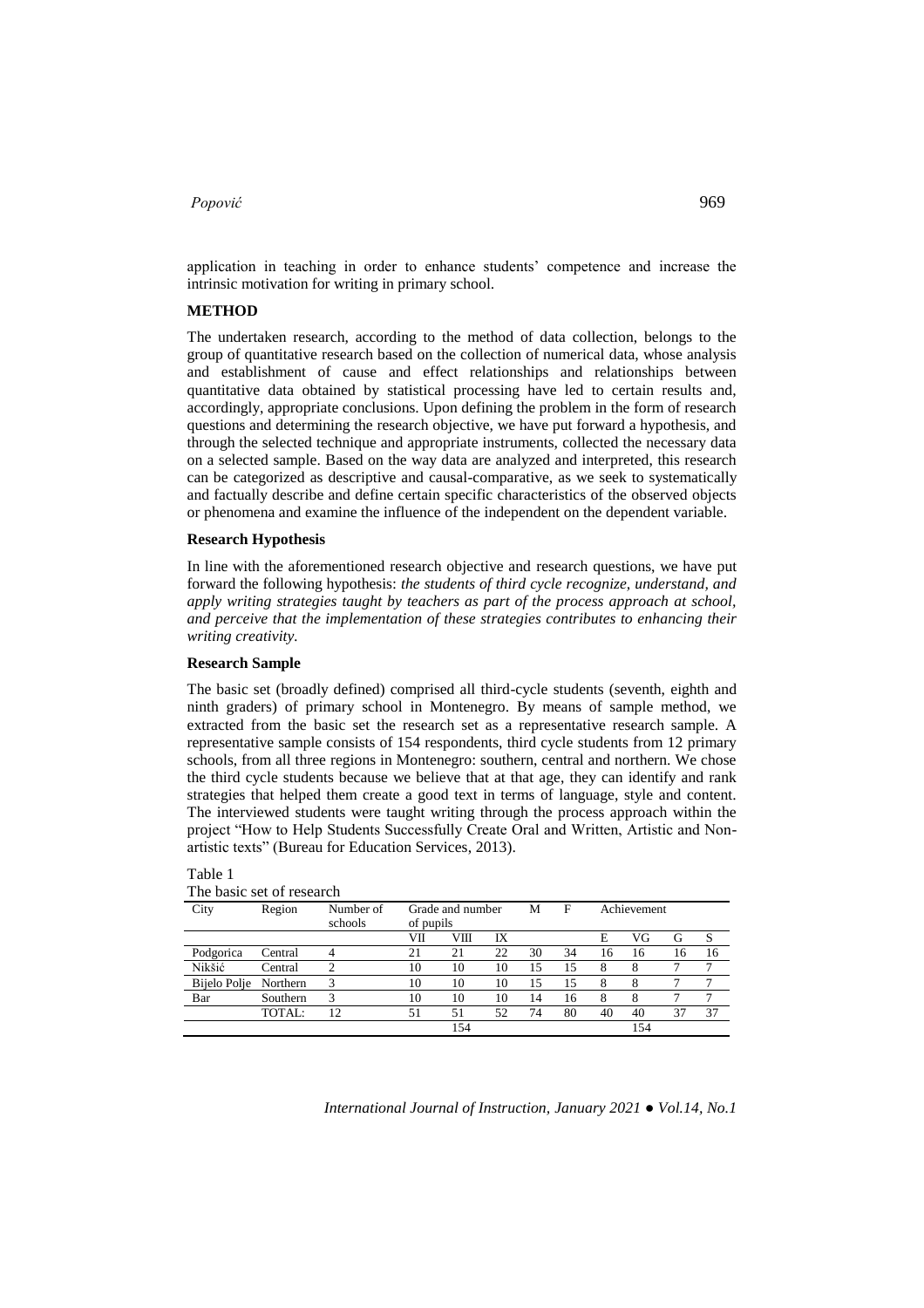application in teaching in order to enhance students' competence and increase the intrinsic motivation for writing in primary school.

## METHOD

The undertaken research, according to the method of data collection, belongs to the group of quantitative research based on the collection of numerical data, whose analysis and establishment of cause and effect relationships and relationships between quantitative data obtained by statistical processing have led to certain results and, accordingly, appropriate conclusions. Upon defining the problem in the form of research questions and determining the research objective, we have put forward a hypothesis, and through the selected technique and appropriate instruments, collected the necessary data on a selected sample. Based on the way data are analyzed and interpreted, this research can be categorized as descriptive and causal-comparative, as we seek to systematically and factually describe and define certain specific characteristics of the observed objects or phenomena and examine the influence of the independent on the dependent variable.

### Research Hypothesis

In line with the aforementioned research objective and research questions, we have put forward the following hypothesis: *the students of third cycle recognize, understand, and apply writing strategies taught by teachers as part of the process approach at school, and perceive that the implementation of these strategies contributes to enhancing their writing creativity.*

### Research Sample

The basic set (broadly defined) comprised all third-cycle students (seventh, eighth and ninth graders) of primary school in Montenegro. By means of sample method, we extracted from the basic set the research set as a representative research sample. A representative sample consists of 154 respondents, third cycle students from 12 primary schools, from all three regions in Montenegro: southern, central and northern. We chose the third cycle students because we believe that at that age, they can identify and rank strategies that helped them create a good text in terms of language, style and content. The interviewed students were taught writing through the process approach within the project "How to Help Students Successfully Create Oral and Written, Artistic and Non-artistic texts" (Bureau for Education Services, 2013).

Table 1

The basic set of research

| City | Region | Number of schools | Grade and number of pupils | | | M | F | Achievement | | | |
|---|---|---|---|---|---|---|---|---|---|---|---|
| | | | VII | VIII | IX | | | E | VG | G | S |
| Podgorica | Central | 4 | 21 | 21 | 22 | 30 | 34 | 16 | 16 | 16 | 16 |
| Nikšić | Central | 2 | 10 | 10 | 10 | 15 | 15 | 8 | 8 | 7 | 7 |
| Bijelo Polje | Northern | 3 | 10 | 10 | 10 | 15 | 15 | 8 | 8 | 7 | 7 |
| Bar | Southern | 3 | 10 | 10 | 10 | 14 | 16 | 8 | 8 | 7 | 7 |
| | TOTAL: | 12 | 51 | 51 | 52 | 74 | 80 | 40 | 40 | 37 | 37 |
| | | | | 154 | | | | | 154 | | |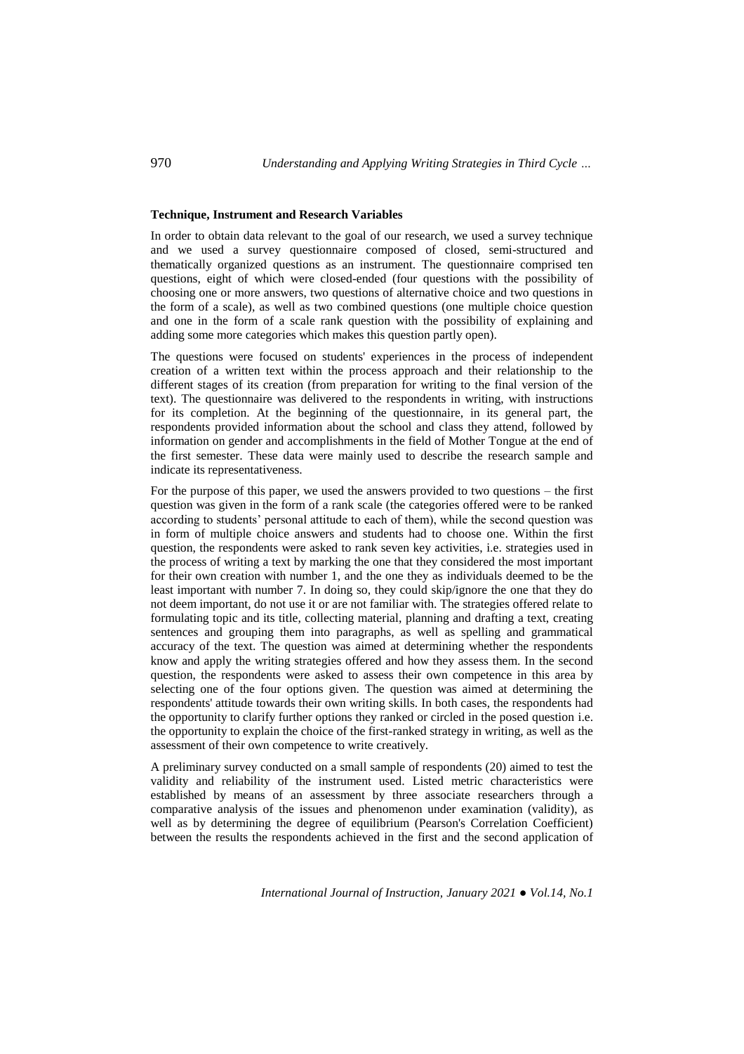**Technique, Instrument and Research Variables**

In order to obtain data relevant to the goal of our research, we used a survey technique and we used a survey questionnaire composed of closed, semi-structured and thematically organized questions as an instrument. The questionnaire comprised ten questions, eight of which were closed-ended (four questions with the possibility of choosing one or more answers, two questions of alternative choice and two questions in the form of a scale), as well as two combined questions (one multiple choice question and one in the form of a scale rank question with the possibility of explaining and adding some more categories which makes this question partly open).

The questions were focused on students' experiences in the process of independent creation of a written text within the process approach and their relationship to the different stages of its creation (from preparation for writing to the final version of the text). The questionnaire was delivered to the respondents in writing, with instructions for its completion. At the beginning of the questionnaire, in its general part, the respondents provided information about the school and class they attend, followed by information on gender and accomplishments in the field of Mother Tongue at the end of the first semester. These data were mainly used to describe the research sample and indicate its representativeness.

For the purpose of this paper, we used the answers provided to two questions – the first question was given in the form of a rank scale (the categories offered were to be ranked according to students' personal attitude to each of them), while the second question was in form of multiple choice answers and students had to choose one. Within the first question, the respondents were asked to rank seven key activities, i.e. strategies used in the process of writing a text by marking the one that they considered the most important for their own creation with number 1, and the one they as individuals deemed to be the least important with number 7. In doing so, they could skip/ignore the one that they do not deem important, do not use it or are not familiar with. The strategies offered relate to formulating topic and its title, collecting material, planning and drafting a text, creating sentences and grouping them into paragraphs, as well as spelling and grammatical accuracy of the text. The question was aimed at determining whether the respondents know and apply the writing strategies offered and how they assess them. In the second question, the respondents were asked to assess their own competence in this area by selecting one of the four options given. The question was aimed at determining the respondents' attitude towards their own writing skills. In both cases, the respondents had the opportunity to clarify further options they ranked or circled in the posed question i.e. the opportunity to explain the choice of the first-ranked strategy in writing, as well as the assessment of their own competence to write creatively.

A preliminary survey conducted on a small sample of respondents (20) aimed to test the validity and reliability of the instrument used. Listed metric characteristics were established by means of an assessment by three associate researchers through a comparative analysis of the issues and phenomenon under examination (validity), as well as by determining the degree of equilibrium (Pearson's Correlation Coefficient) between the results the respondents achieved in the first and the second application of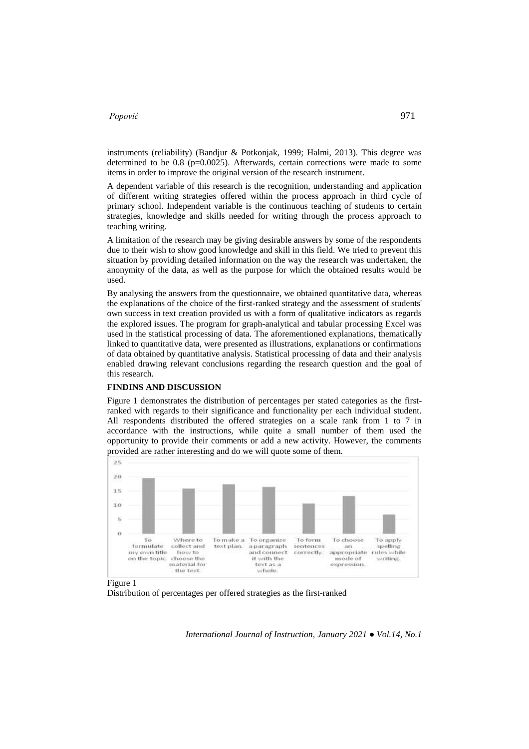instruments (reliability) (Bandjur & Potkonjak, 1999; Halmi, 2013). This degree was determined to be 0.8 ($p=0.0025$). Afterwards, certain corrections were made to some items in order to improve the original version of the research instrument.

A dependent variable of this research is the recognition, understanding and application of different writing strategies offered within the process approach in third cycle of primary school. Independent variable is the continuous teaching of students to certain strategies, knowledge and skills needed for writing through the process approach to teaching writing.

A limitation of the research may be giving desirable answers by some of the respondents due to their wish to show good knowledge and skill in this field. We tried to prevent this situation by providing detailed information on the way the research was undertaken, the anonymity of the data, as well as the purpose for which the obtained results would be used.

By analysing the answers from the questionnaire, we obtained quantitative data, whereas the explanations of the choice of the first-ranked strategy and the assessment of students' own success in text creation provided us with a form of qualitative indicators as regards the explored issues. The program for graph-analytical and tabular processing Excel was used in the statistical processing of data. The aforementioned explanations, thematically linked to quantitative data, were presented as illustrations, explanations or confirmations of data obtained by quantitative analysis. Statistical processing of data and their analysis enabled drawing relevant conclusions regarding the research question and the goal of this research.

## FINDINS AND DISCUSSION

Figure 1 demonstrates the distribution of percentages per stated categories as the first-ranked with regards to their significance and functionality per each individual student. All respondents distributed the offered strategies on a scale rank from 1 to 7 in accordance with the instructions, while quite a small number of them used the opportunity to provide their comments or add a new activity. However, the comments provided are rather interesting and do we will quote some of them.

Figure 1

Distribution of percentages per offered strategies as the first-ranked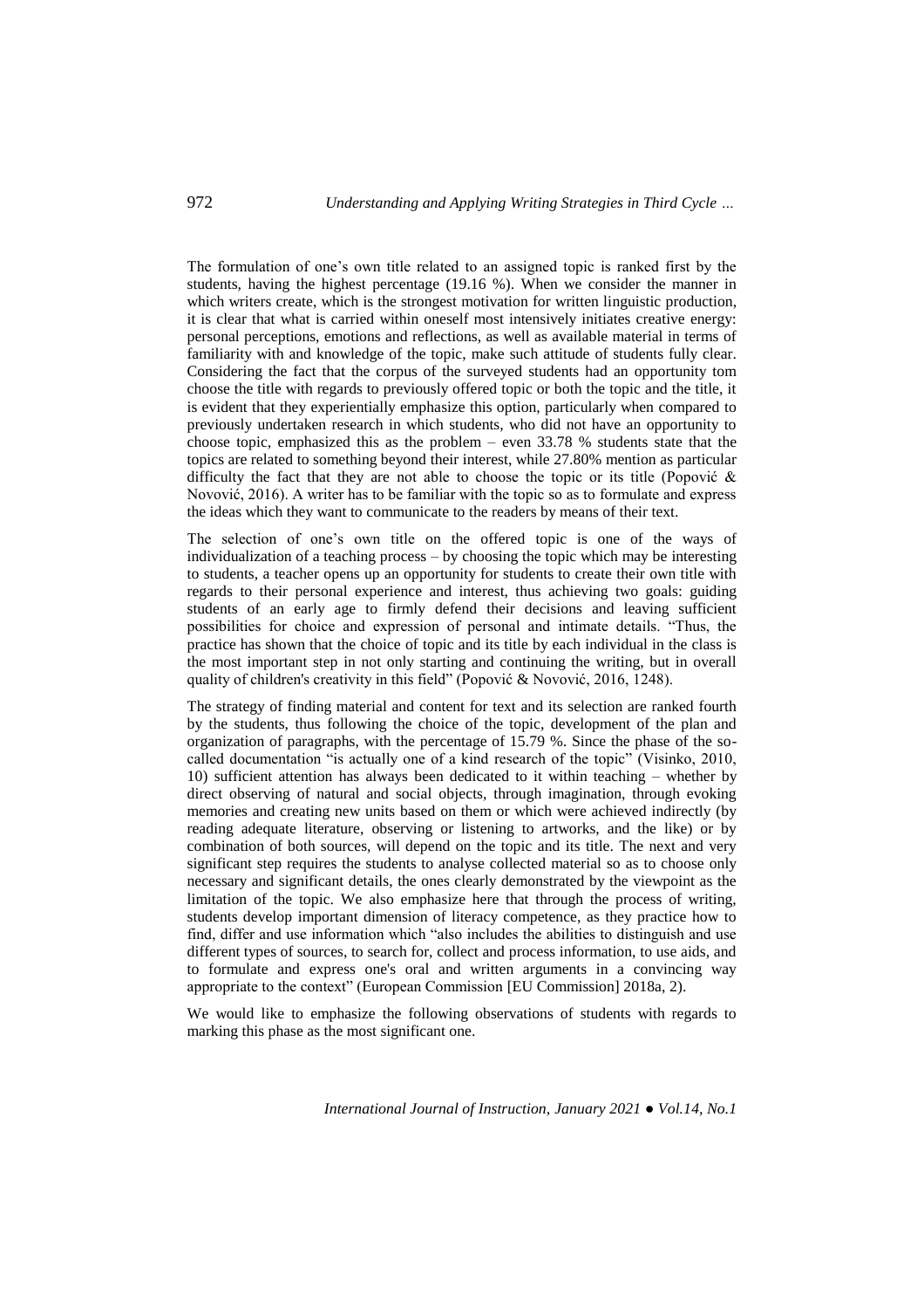The formulation of one's own title related to an assigned topic is ranked first by the students, having the highest percentage (19.16 %). When we consider the manner in which writers create, which is the strongest motivation for written linguistic production, it is clear that what is carried within oneself most intensively initiates creative energy: personal perceptions, emotions and reflections, as well as available material in terms of familiarity with and knowledge of the topic, make such attitude of students fully clear. Considering the fact that the corpus of the surveyed students had an opportunity tom choose the title with regards to previously offered topic or both the topic and the title, it is evident that they experientially emphasize this option, particularly when compared to previously undertaken research in which students, who did not have an opportunity to choose topic, emphasized this as the problem – even 33.78 % students state that the topics are related to something beyond their interest, while 27.80% mention as particular difficulty the fact that they are not able to choose the topic or its title (Popović & Novović, 2016). A writer has to be familiar with the topic so as to formulate and express the ideas which they want to communicate to the readers by means of their text.

The selection of one's own title on the offered topic is one of the ways of individualization of a teaching process – by choosing the topic which may be interesting to students, a teacher opens up an opportunity for students to create their own title with regards to their personal experience and interest, thus achieving two goals: guiding students of an early age to firmly defend their decisions and leaving sufficient possibilities for choice and expression of personal and intimate details. "Thus, the practice has shown that the choice of topic and its title by each individual in the class is the most important step in not only starting and continuing the writing, but in overall quality of children's creativity in this field" (Popović & Novović, 2016, 1248).

The strategy of finding material and content for text and its selection are ranked fourth by the students, thus following the choice of the topic, development of the plan and organization of paragraphs, with the percentage of 15.79 %. Since the phase of the so-called documentation "is actually one of a kind research of the topic" (Visinko, 2010, 10) sufficient attention has always been dedicated to it within teaching – whether by direct observing of natural and social objects, through imagination, through evoking memories and creating new units based on them or which were achieved indirectly (by reading adequate literature, observing or listening to artworks, and the like) or by combination of both sources, will depend on the topic and its title. The next and very significant step requires the students to analyse collected material so as to choose only necessary and significant details, the ones clearly demonstrated by the viewpoint as the limitation of the topic. We also emphasize here that through the process of writing, students develop important dimension of literacy competence, as they practice how to find, differ and use information which "also includes the abilities to distinguish and use different types of sources, to search for, collect and process information, to use aids, and to formulate and express one's oral and written arguments in a convincing way appropriate to the context" (European Commission [EU Commission] 2018a, 2).

We would like to emphasize the following observations of students with regards to marking this phase as the most significant one.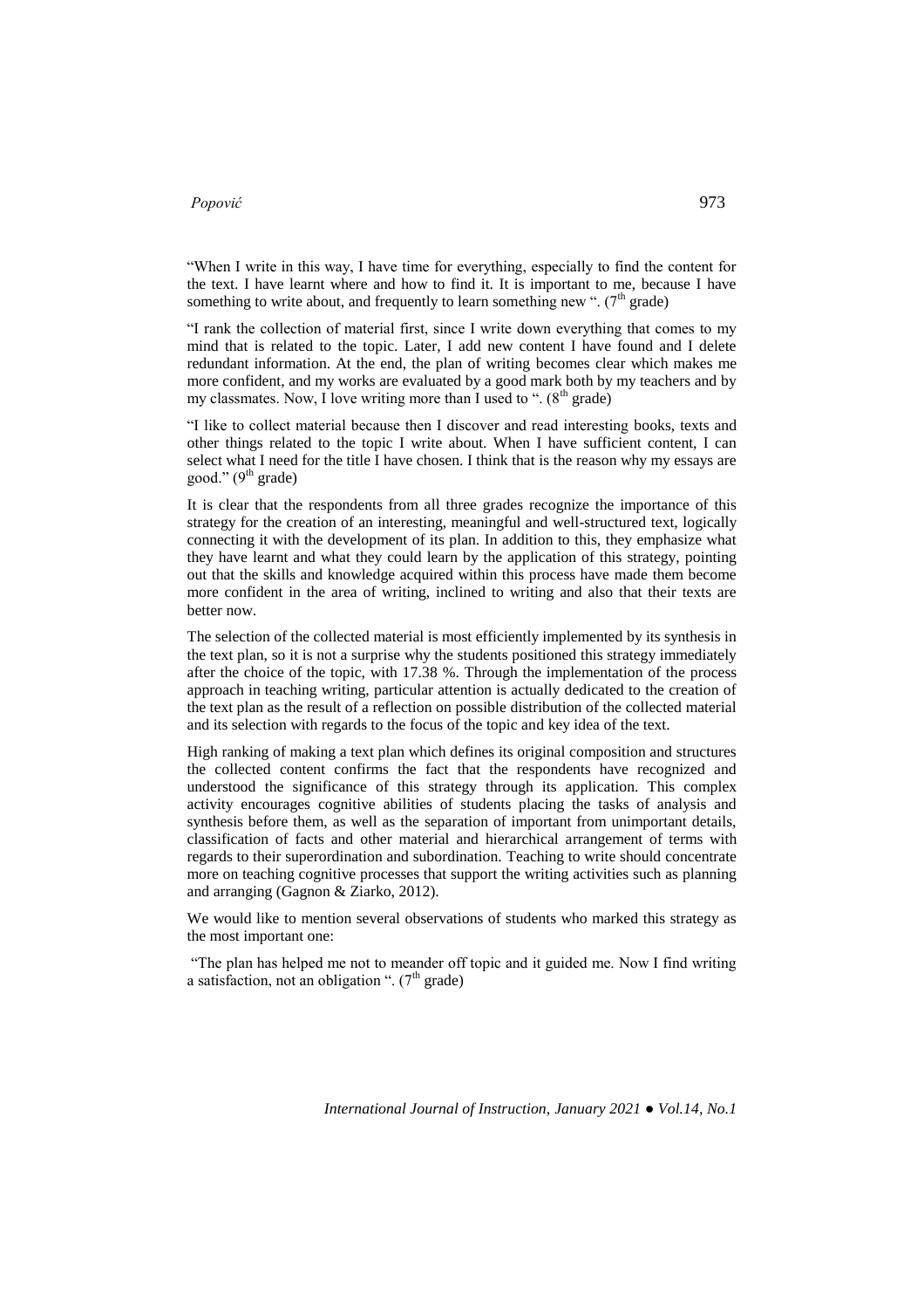"When I write in this way, I have time for everything, especially to find the content for the text. I have learnt where and how to find it. It is important to me, because I have something to write about, and frequently to learn something new ". (7th grade)

"I rank the collection of material first, since I write down everything that comes to my mind that is related to the topic. Later, I add new content I have found and I delete redundant information. At the end, the plan of writing becomes clear which makes me more confident, and my works are evaluated by a good mark both by my teachers and by my classmates. Now, I love writing more than I used to ". (8th grade)

"I like to collect material because then I discover and read interesting books, texts and other things related to the topic I write about. When I have sufficient content, I can select what I need for the title I have chosen. I think that is the reason why my essays are good." (9th grade)

It is clear that the respondents from all three grades recognize the importance of this strategy for the creation of an interesting, meaningful and well-structured text, logically connecting it with the development of its plan. In addition to this, they emphasize what they have learnt and what they could learn by the application of this strategy, pointing out that the skills and knowledge acquired within this process have made them become more confident in the area of writing, inclined to writing and also that their texts are better now.

The selection of the collected material is most efficiently implemented by its synthesis in the text plan, so it is not a surprise why the students positioned this strategy immediately after the choice of the topic, with 17.38 %. Through the implementation of the process approach in teaching writing, particular attention is actually dedicated to the creation of the text plan as the result of a reflection on possible distribution of the collected material and its selection with regards to the focus of the topic and key idea of the text.

High ranking of making a text plan which defines its original composition and structures the collected content confirms the fact that the respondents have recognized and understood the significance of this strategy through its application. This complex activity encourages cognitive abilities of students placing the tasks of analysis and synthesis before them, as well as the separation of important from unimportant details, classification of facts and other material and hierarchical arrangement of terms with regards to their superordination and subordination. Teaching to write should concentrate more on teaching cognitive processes that support the writing activities such as planning and arranging (Gagnon & Ziarko, 2012).

We would like to mention several observations of students who marked this strategy as the most important one:

"The plan has helped me not to meander off topic and it guided me. Now I find writing a satisfaction, not an obligation ". (7th grade)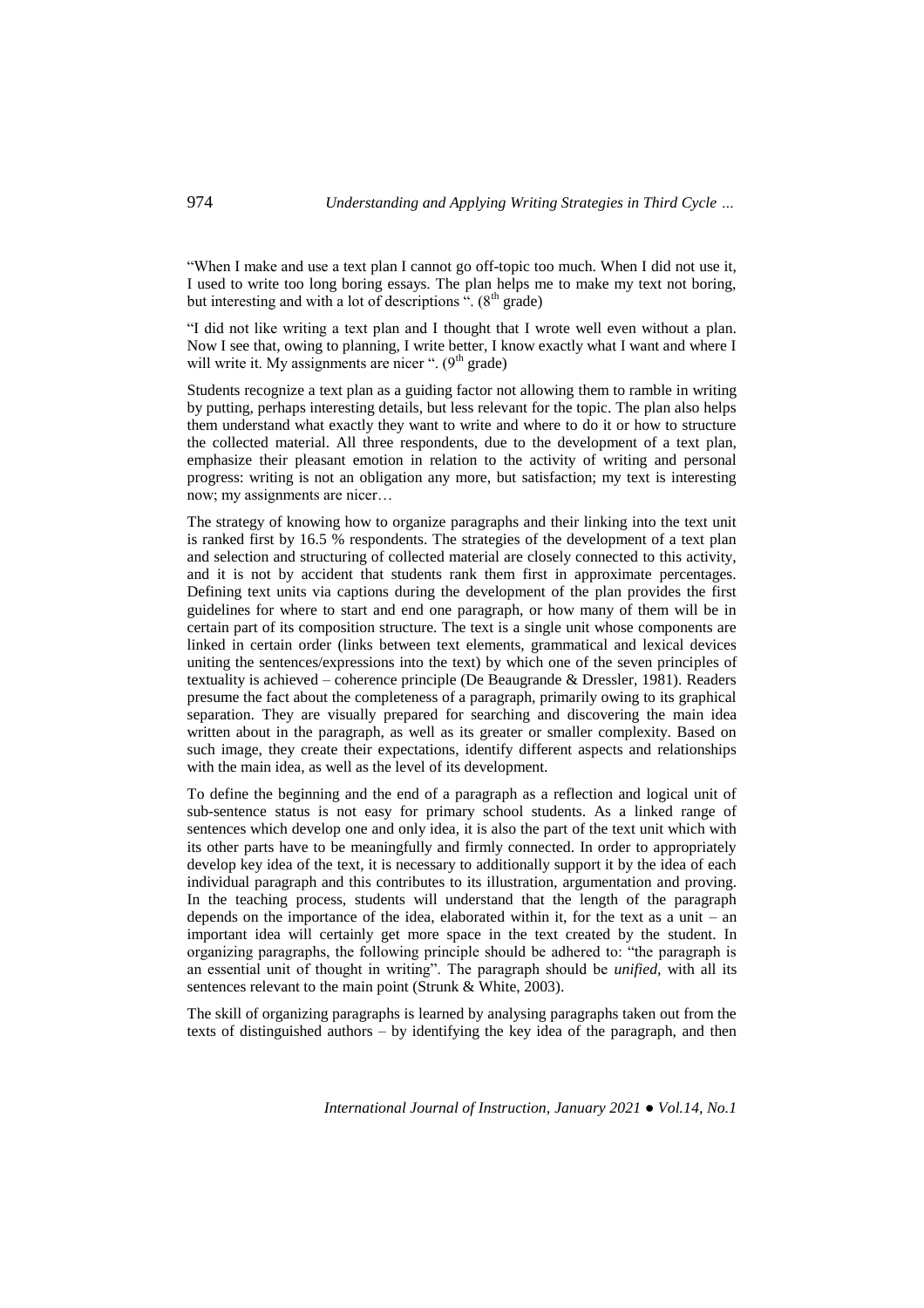“When I make and use a text plan I cannot go off-topic too much. When I did not use it, I used to write too long boring essays. The plan helps me to make my text not boring, but interesting and with a lot of descriptions ”. (8th grade)

“I did not like writing a text plan and I thought that I wrote well even without a plan. Now I see that, owing to planning, I write better, I know exactly what I want and where I will write it. My assignments are nicer ”. (9th grade)

Students recognize a text plan as a guiding factor not allowing them to ramble in writing by putting, perhaps interesting details, but less relevant for the topic. The plan also helps them understand what exactly they want to write and where to do it or how to structure the collected material. All three respondents, due to the development of a text plan, emphasize their pleasant emotion in relation to the activity of writing and personal progress: writing is not an obligation any more, but satisfaction; my text is interesting now; my assignments are nicer…

The strategy of knowing how to organize paragraphs and their linking into the text unit is ranked first by 16.5 % respondents. The strategies of the development of a text plan and selection and structuring of collected material are closely connected to this activity, and it is not by accident that students rank them first in approximate percentages. Defining text units via captions during the development of the plan provides the first guidelines for where to start and end one paragraph, or how many of them will be in certain part of its composition structure. The text is a single unit whose components are linked in certain order (links between text elements, grammatical and lexical devices uniting the sentences/expressions into the text) by which one of the seven principles of textuality is achieved – coherence principle (De Beaugrande & Dressler, 1981). Readers presume the fact about the completeness of a paragraph, primarily owing to its graphical separation. They are visually prepared for searching and discovering the main idea written about in the paragraph, as well as its greater or smaller complexity. Based on such image, they create their expectations, identify different aspects and relationships with the main idea, as well as the level of its development.

To define the beginning and the end of a paragraph as a reflection and logical unit of sub-sentence status is not easy for primary school students. As a linked range of sentences which develop one and only idea, it is also the part of the text unit which with its other parts have to be meaningfully and firmly connected. In order to appropriately develop key idea of the text, it is necessary to additionally support it by the idea of each individual paragraph and this contributes to its illustration, argumentation and proving. In the teaching process, students will understand that the length of the paragraph depends on the importance of the idea, elaborated within it, for the text as a unit – an important idea will certainly get more space in the text created by the student. In organizing paragraphs, the following principle should be adhered to: “the paragraph is an essential unit of thought in writing”. The paragraph should be *unified*, with all its sentences relevant to the main point (Strunk & White, 2003).

The skill of organizing paragraphs is learned by analysing paragraphs taken out from the texts of distinguished authors – by identifying the key idea of the paragraph, and then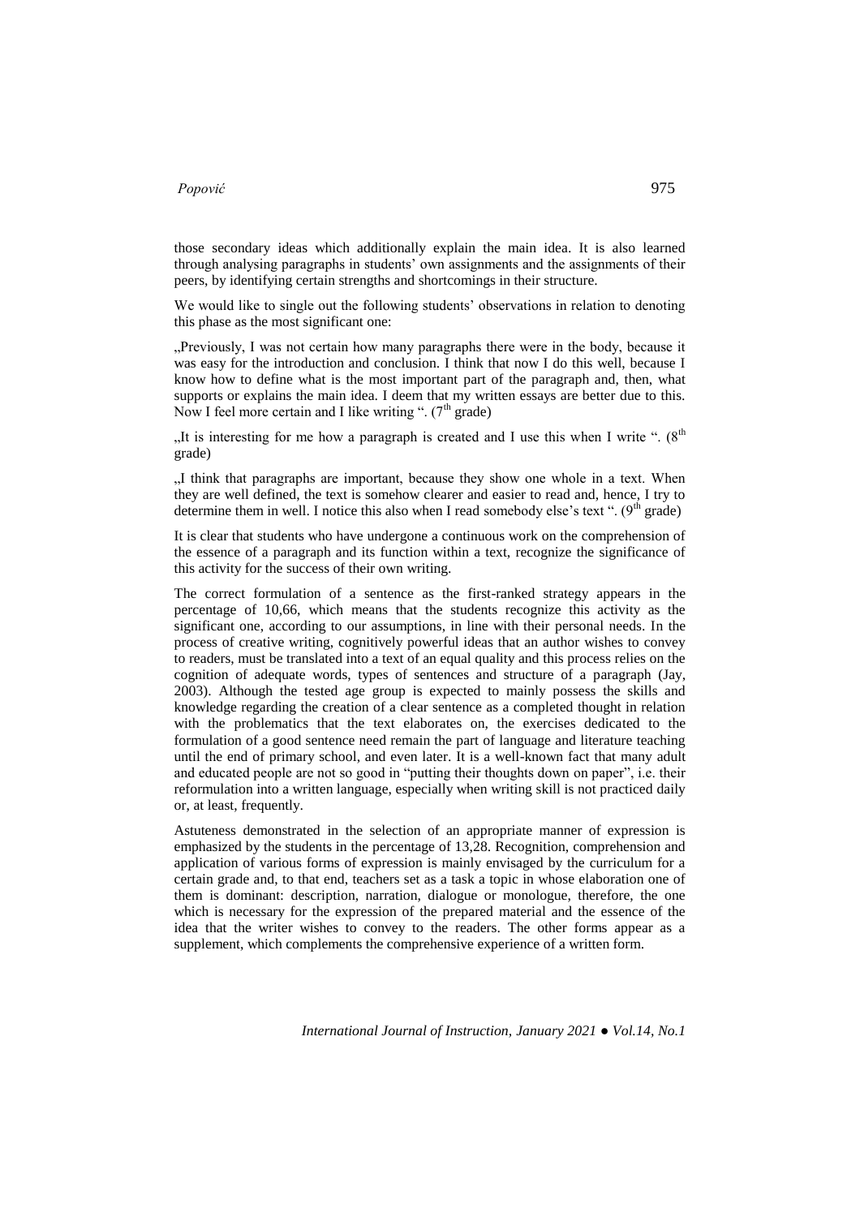those secondary ideas which additionally explain the main idea. It is also learned through analysing paragraphs in students' own assignments and the assignments of their peers, by identifying certain strengths and shortcomings in their structure.

We would like to single out the following students' observations in relation to denoting this phase as the most significant one:

„Previously, I was not certain how many paragraphs there were in the body, because it was easy for the introduction and conclusion. I think that now I do this well, because I know how to define what is the most important part of the paragraph and, then, what supports or explains the main idea. I deem that my written essays are better due to this. Now I feel more certain and I like writing ". (7th grade)

„It is interesting for me how a paragraph is created and I use this when I write ". (8th grade)

„I think that paragraphs are important, because they show one whole in a text. When they are well defined, the text is somehow clearer and easier to read and, hence, I try to determine them in well. I notice this also when I read somebody else's text ". (9th grade)

It is clear that students who have undergone a continuous work on the comprehension of the essence of a paragraph and its function within a text, recognize the significance of this activity for the success of their own writing.

The correct formulation of a sentence as the first-ranked strategy appears in the percentage of 10,66, which means that the students recognize this activity as the significant one, according to our assumptions, in line with their personal needs. In the process of creative writing, cognitively powerful ideas that an author wishes to convey to readers, must be translated into a text of an equal quality and this process relies on the cognition of adequate words, types of sentences and structure of a paragraph (Jay, 2003). Although the tested age group is expected to mainly possess the skills and knowledge regarding the creation of a clear sentence as a completed thought in relation with the problematics that the text elaborates on, the exercises dedicated to the formulation of a good sentence need remain the part of language and literature teaching until the end of primary school, and even later. It is a well-known fact that many adult and educated people are not so good in "putting their thoughts down on paper", i.e. their reformulation into a written language, especially when writing skill is not practiced daily or, at least, frequently.

Astuteness demonstrated in the selection of an appropriate manner of expression is emphasized by the students in the percentage of 13,28. Recognition, comprehension and application of various forms of expression is mainly envisaged by the curriculum for a certain grade and, to that end, teachers set as a task a topic in whose elaboration one of them is dominant: description, narration, dialogue or monologue, therefore, the one which is necessary for the expression of the prepared material and the essence of the idea that the writer wishes to convey to the readers. The other forms appear as a supplement, which complements the comprehensive experience of a written form.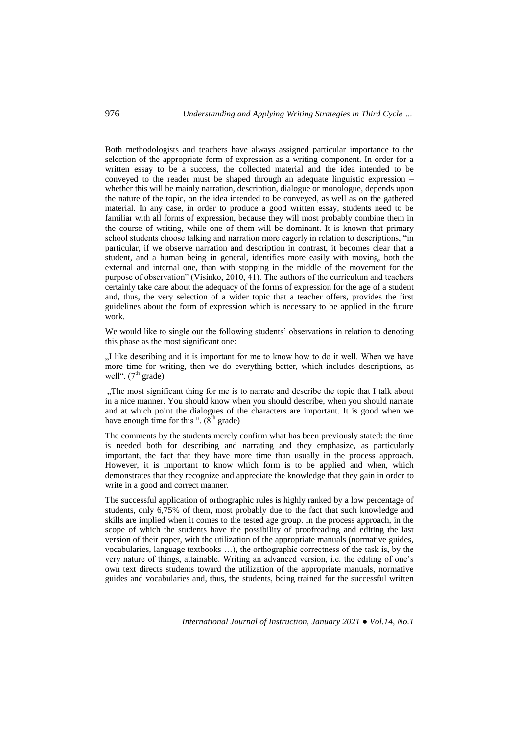Both methodologists and teachers have always assigned particular importance to the selection of the appropriate form of expression as a writing component. In order for a written essay to be a success, the collected material and the idea intended to be conveyed to the reader must be shaped through an adequate linguistic expression – whether this will be mainly narration, description, dialogue or monologue, depends upon the nature of the topic, on the idea intended to be conveyed, as well as on the gathered material. In any case, in order to produce a good written essay, students need to be familiar with all forms of expression, because they will most probably combine them in the course of writing, while one of them will be dominant. It is known that primary school students choose talking and narration more eagerly in relation to descriptions, "in particular, if we observe narration and description in contrast, it becomes clear that a student, and a human being in general, identifies more easily with moving, both the external and internal one, than with stopping in the middle of the movement for the purpose of observation" (Visinko, 2010, 41). The authors of the curriculum and teachers certainly take care about the adequacy of the forms of expression for the age of a student and, thus, the very selection of a wider topic that a teacher offers, provides the first guidelines about the form of expression which is necessary to be applied in the future work.

We would like to single out the following students' observations in relation to denoting this phase as the most significant one:

„I like describing and it is important for me to know how to do it well. When we have more time for writing, then we do everything better, which includes descriptions, as well". (7th grade)

„The most significant thing for me is to narrate and describe the topic that I talk about in a nice manner. You should know when you should describe, when you should narrate and at which point the dialogues of the characters are important. It is good when we have enough time for this ". (8th grade)

The comments by the students merely confirm what has been previously stated: the time is needed both for describing and narrating and they emphasize, as particularly important, the fact that they have more time than usually in the process approach. However, it is important to know which form is to be applied and when, which demonstrates that they recognize and appreciate the knowledge that they gain in order to write in a good and correct manner.

The successful application of orthographic rules is highly ranked by a low percentage of students, only 6,75% of them, most probably due to the fact that such knowledge and skills are implied when it comes to the tested age group. In the process approach, in the scope of which the students have the possibility of proofreading and editing the last version of their paper, with the utilization of the appropriate manuals (normative guides, vocabularies, language textbooks …), the orthographic correctness of the task is, by the very nature of things, attainable. Writing an advanced version, i.e. the editing of one's own text directs students toward the utilization of the appropriate manuals, normative guides and vocabularies and, thus, the students, being trained for the successful written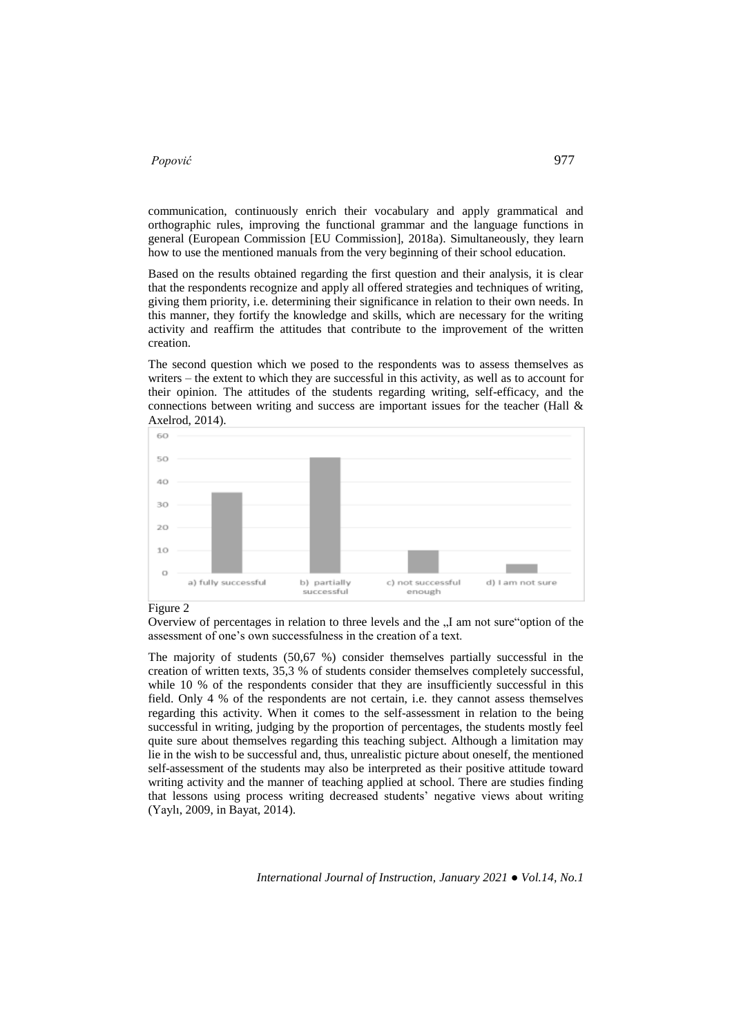communication, continuously enrich their vocabulary and apply grammatical and orthographic rules, improving the functional grammar and the language functions in general (European Commission [EU Commission], 2018a). Simultaneously, they learn how to use the mentioned manuals from the very beginning of their school education.

Based on the results obtained regarding the first question and their analysis, it is clear that the respondents recognize and apply all offered strategies and techniques of writing, giving them priority, i.e. determining their significance in relation to their own needs. In this manner, they fortify the knowledge and skills, which are necessary for the writing activity and reaffirm the attitudes that contribute to the improvement of the written creation.

The second question which we posed to the respondents was to assess themselves as writers – the extent to which they are successful in this activity, as well as to account for their opinion. The attitudes of the students regarding writing, self-efficacy, and the connections between writing and success are important issues for the teacher (Hall & Axelrod, 2014).

Figure 2
Overview of percentages in relation to three levels and the „I am not sure"option of the assessment of one's own successfulness in the creation of a text.

The majority of students (50,67 %) consider themselves partially successful in the creation of written texts, 35,3 % of students consider themselves completely successful, while 10 % of the respondents consider that they are insufficiently successful in this field. Only 4 % of the respondents are not certain, i.e. they cannot assess themselves regarding this activity. When it comes to the self-assessment in relation to the being successful in writing, judging by the proportion of percentages, the students mostly feel quite sure about themselves regarding this teaching subject. Although a limitation may lie in the wish to be successful and, thus, unrealistic picture about oneself, the mentioned self-assessment of the students may also be interpreted as their positive attitude toward writing activity and the manner of teaching applied at school. There are studies finding that lessons using process writing decreased students' negative views about writing (Yaylı, 2009, in Bayat, 2014).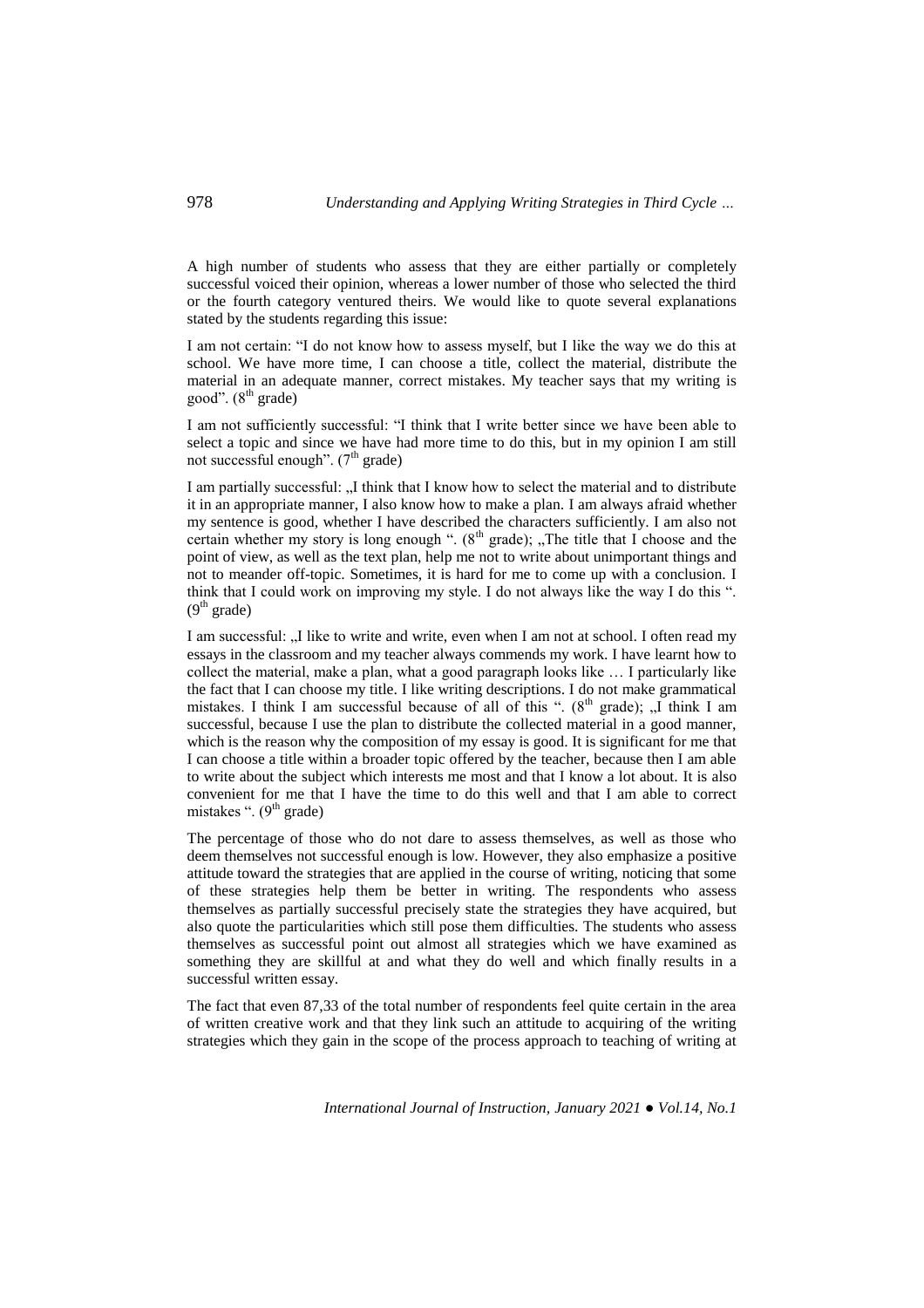A high number of students who assess that they are either partially or completely successful voiced their opinion, whereas a lower number of those who selected the third or the fourth category ventured theirs. We would like to quote several explanations stated by the students regarding this issue:

I am not certain: "I do not know how to assess myself, but I like the way we do this at school. We have more time, I can choose a title, collect the material, distribute the material in an adequate manner, correct mistakes. My teacher says that my writing is good". (8th grade)

I am not sufficiently successful: "I think that I write better since we have been able to select a topic and since we have had more time to do this, but in my opinion I am still not successful enough". (7th grade)

I am partially successful: „I think that I know how to select the material and to distribute it in an appropriate manner, I also know how to make a plan. I am always afraid whether my sentence is good, whether I have described the characters sufficiently. I am also not certain whether my story is long enough ". (8th grade); „The title that I choose and the point of view, as well as the text plan, help me not to write about unimportant things and not to meander off-topic. Sometimes, it is hard for me to come up with a conclusion. I think that I could work on improving my style. I do not always like the way I do this ". (9th grade)

I am successful: „I like to write and write, even when I am not at school. I often read my essays in the classroom and my teacher always commends my work. I have learnt how to collect the material, make a plan, what a good paragraph looks like … I particularly like the fact that I can choose my title. I like writing descriptions. I do not make grammatical mistakes. I think I am successful because of all of this ". (8th grade); „I think I am successful, because I use the plan to distribute the collected material in a good manner, which is the reason why the composition of my essay is good. It is significant for me that I can choose a title within a broader topic offered by the teacher, because then I am able to write about the subject which interests me most and that I know a lot about. It is also convenient for me that I have the time to do this well and that I am able to correct mistakes ". (9th grade)

The percentage of those who do not dare to assess themselves, as well as those who deem themselves not successful enough is low. However, they also emphasize a positive attitude toward the strategies that are applied in the course of writing, noticing that some of these strategies help them be better in writing. The respondents who assess themselves as partially successful precisely state the strategies they have acquired, but also quote the particularities which still pose them difficulties. The students who assess themselves as successful point out almost all strategies which we have examined as something they are skillful at and what they do well and which finally results in a successful written essay.

The fact that even 87,33 of the total number of respondents feel quite certain in the area of written creative work and that they link such an attitude to acquiring of the writing strategies which they gain in the scope of the process approach to teaching of writing at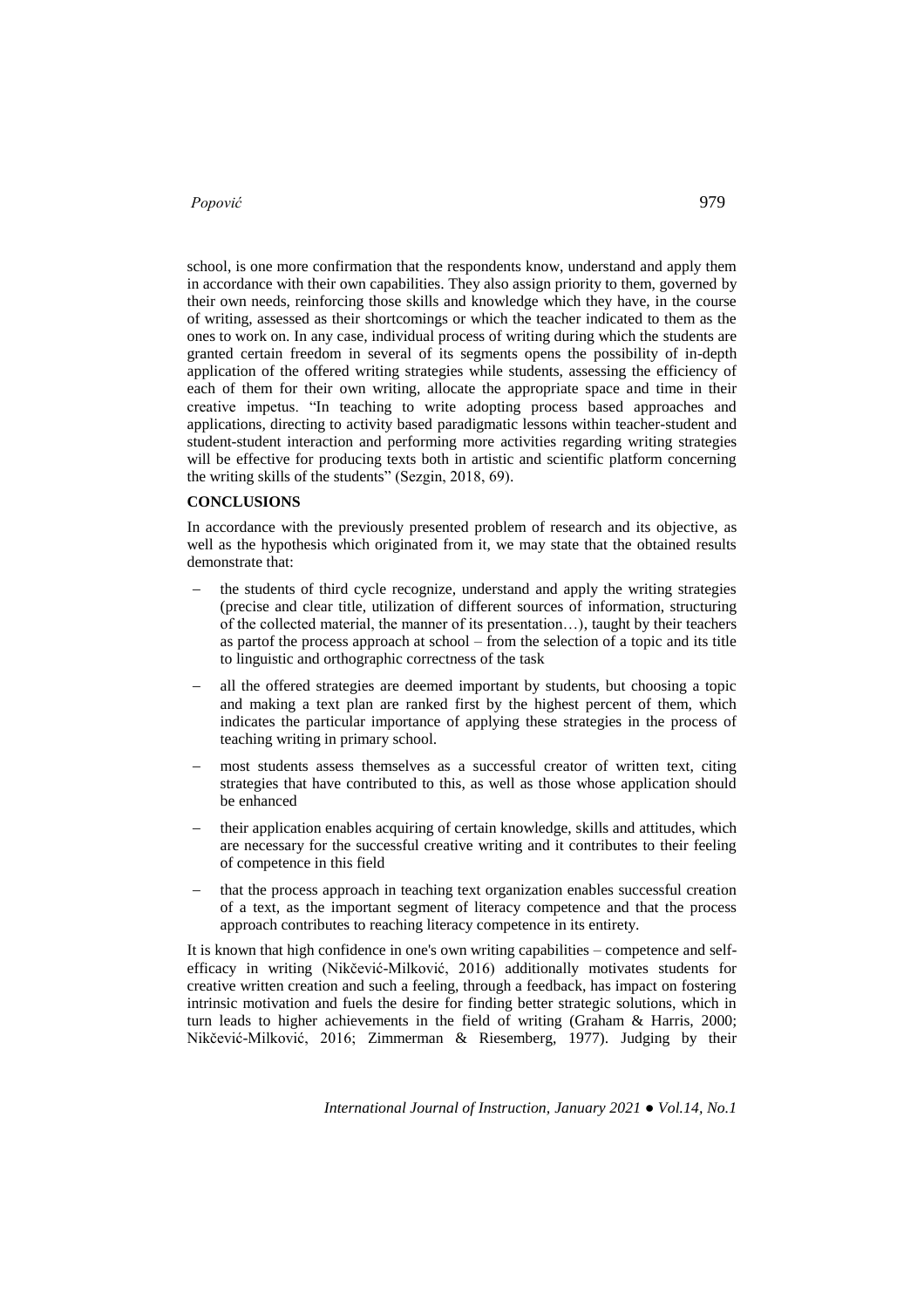school, is one more confirmation that the respondents know, understand and apply them in accordance with their own capabilities. They also assign priority to them, governed by their own needs, reinforcing those skills and knowledge which they have, in the course of writing, assessed as their shortcomings or which the teacher indicated to them as the ones to work on. In any case, individual process of writing during which the students are granted certain freedom in several of its segments opens the possibility of in-depth application of the offered writing strategies while students, assessing the efficiency of each of them for their own writing, allocate the appropriate space and time in their creative impetus. "In teaching to write adopting process based approaches and applications, directing to activity based paradigmatic lessons within teacher-student and student-student interaction and performing more activities regarding writing strategies will be effective for producing texts both in artistic and scientific platform concerning the writing skills of the students" (Sezgin, 2018, 69).

## CONCLUSIONS

In accordance with the previously presented problem of research and its objective, as well as the hypothesis which originated from it, we may state that the obtained results demonstrate that:

- the students of third cycle recognize, understand and apply the writing strategies (precise and clear title, utilization of different sources of information, structuring of the collected material, the manner of its presentation…), taught by their teachers as partof the process approach at school – from the selection of a topic and its title to linguistic and orthographic correctness of the task
- all the offered strategies are deemed important by students, but choosing a topic and making a text plan are ranked first by the highest percent of them, which indicates the particular importance of applying these strategies in the process of teaching writing in primary school.
- most students assess themselves as a successful creator of written text, citing strategies that have contributed to this, as well as those whose application should be enhanced
- their application enables acquiring of certain knowledge, skills and attitudes, which are necessary for the successful creative writing and it contributes to their feeling of competence in this field
- that the process approach in teaching text organization enables successful creation of a text, as the important segment of literacy competence and that the process approach contributes to reaching literacy competence in its entirety.

It is known that high confidence in one's own writing capabilities – competence and self-efficacy in writing (Nikčević-Milković, 2016) additionally motivates students for creative written creation and such a feeling, through a feedback, has impact on fostering intrinsic motivation and fuels the desire for finding better strategic solutions, which in turn leads to higher achievements in the field of writing (Graham & Harris, 2000; Nikčević-Milković, 2016; Zimmerman & Riesemberg, 1977). Judging by their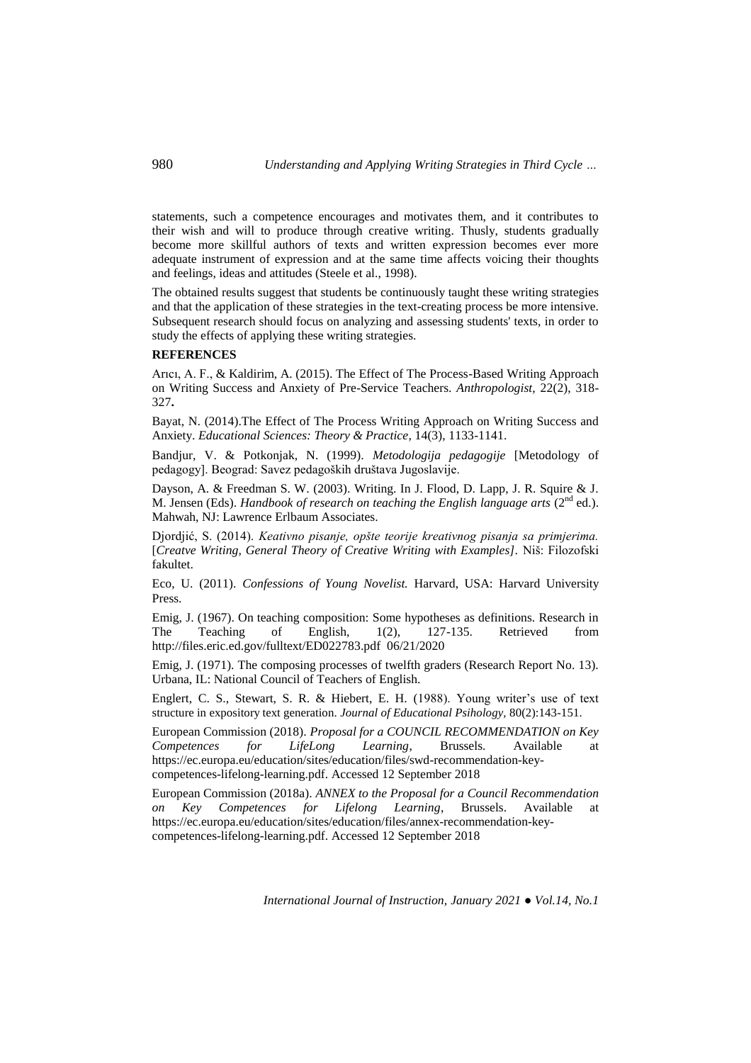statements, such a competence encourages and motivates them, and it contributes to their wish and will to produce through creative writing. Thusly, students gradually become more skillful authors of texts and written expression becomes ever more adequate instrument of expression and at the same time affects voicing their thoughts and feelings, ideas and attitudes (Steele et al., 1998).

The obtained results suggest that students be continuously taught these writing strategies and that the application of these strategies in the text-creating process be more intensive. Subsequent research should focus on analyzing and assessing students' texts, in order to study the effects of applying these writing strategies.

**REFERENCES**

Arıcı, A. F., & Kaldirim, A. (2015). The Effect of The Process-Based Writing Approach on Writing Success and Anxiety of Pre-Service Teachers. *Anthropologist,* 22(2), 318-327**.**

Bayat, N. (2014).The Effect of The Process Writing Approach on Writing Success and Anxiety. *Educational Sciences: Theory & Practice*, 14(3), 1133-1141.

Bandjur, V. & Potkonjak, N. (1999). *Metodologija pedagogije* [Metodology of pedagogy]. Beograd: Savez pedagoških društava Jugoslavije.

Dayson, A. & Freedman S. W. (2003). Writing. In J. Flood, D. Lapp, J. R. Squire & J. M. Jensen (Eds). *Handbook of research on teaching the English language arts* (2nd ed.). Mahwah, NJ: Lawrence Erlbaum Associates.

Djordjić, S. (2014). *Keativno pisanje, opšte teorije kreativnog pisanja sa primjerima.* [*Creatve Writing, General Theory of Creative Writing with Examples]*. Niš: Filozofski fakultet.

Eco, U. (2011). *Confessions of Young Novelist.* Harvard, USA: Harvard University Press.

Emig, J. (1967). On teaching composition: Some hypotheses as definitions. Research in The Teaching of English, 1(2), 127-135. Retrieved from http://files.eric.ed.gov/fulltext/ED022783.pdf 06/21/2020

Emig, J. (1971). The composing processes of twelfth graders (Research Report No. 13). Urbana, IL: National Council of Teachers of English.

Englert, C. S., Stewart, S. R. & Hiebert, E. H. (1988). Young writer's use of text structure in expository text generation. *Journal of Educational Psihology*, 80(2):143-151.

European Commission (2018). *Proposal for a COUNCIL RECOMMENDATION on Key Competences for LifeLong Learning*, Brussels. Available at https://ec.europa.eu/education/sites/education/files/swd-recommendation-key-competences-lifelong-learning.pdf. Accessed 12 September 2018

European Commission (2018a). *ANNEX to the Proposal for a Council Recommendation on Key Competences for Lifelong Learning*, Brussels. Available at https://ec.europa.eu/education/sites/education/files/annex-recommendation-key-competences-lifelong-learning.pdf. Accessed 12 September 2018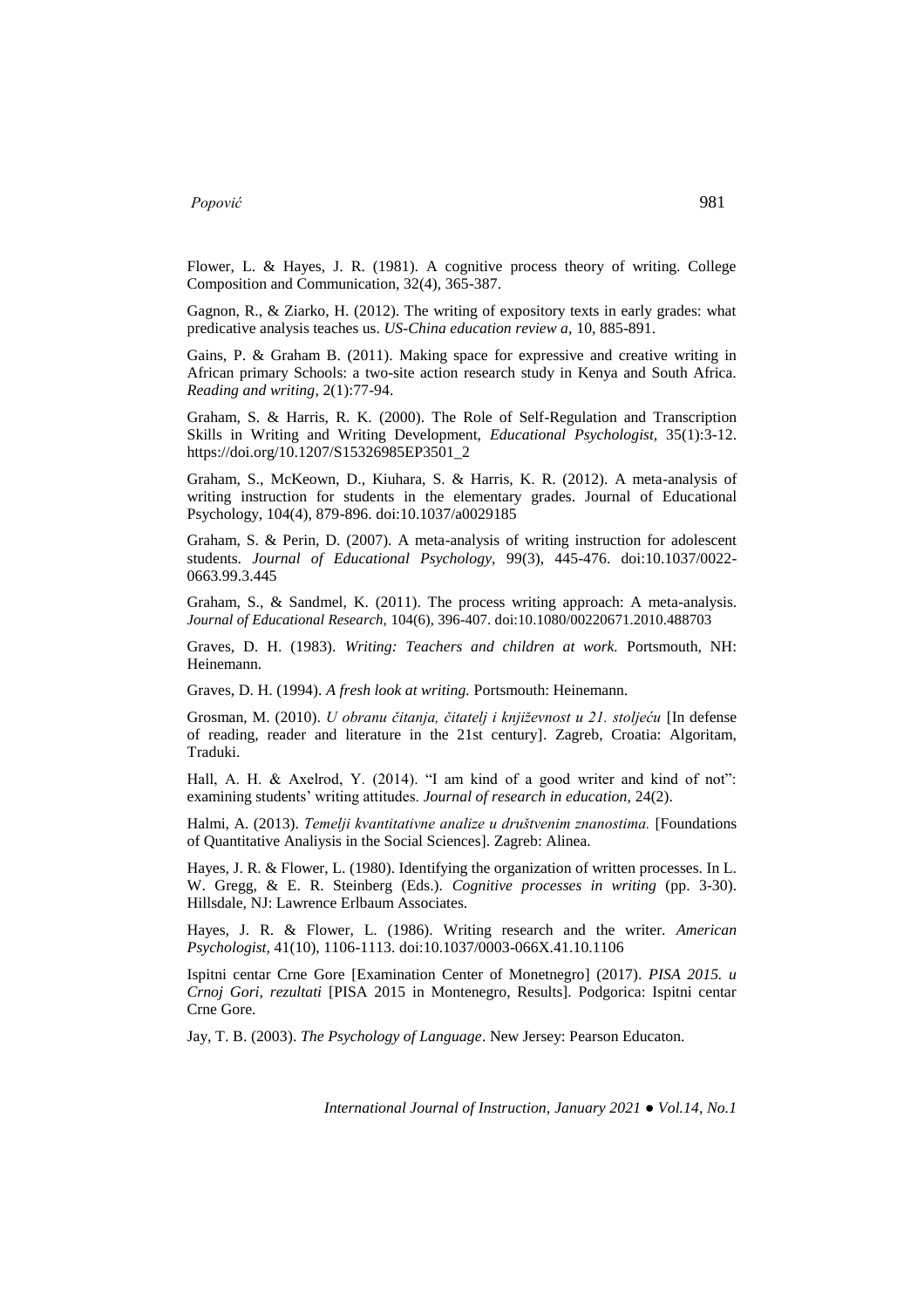Flower, L. & Hayes, J. R. (1981). A cognitive process theory of writing. College Composition and Communication, 32(4), 365-387.

Gagnon, R., & Ziarko, H. (2012). The writing of expository texts in early grades: what predicative analysis teaches us. *US-China education review a,* 10, 885-891.

Gains, P. & Graham B. (2011). Making space for expressive and creative writing in African primary Schools: a two-site action research study in Kenya and South Africa. *Reading and writing,* 2(1):77-94.

Graham, S. & Harris, R. K. (2000). The Role of Self-Regulation and Transcription Skills in Writing and Writing Development, *Educational Psychologist,* 35(1):3-12. https://doi.org/10.1207/S15326985EP3501_2

Graham, S., McKeown, D., Kiuhara, S. & Harris, K. R. (2012). A meta-analysis of writing instruction for students in the elementary grades. Journal of Educational Psychology, 104(4), 879-896. doi:10.1037/a0029185

Graham, S. & Perin, D. (2007). A meta-analysis of writing instruction for adolescent students. *Journal of Educational Psychology,* 99(3), 445-476. doi:10.1037/0022-0663.99.3.445

Graham, S., & Sandmel, K. (2011). The process writing approach: A meta-analysis. *Journal of Educational Research,* 104(6), 396-407. doi:10.1080/00220671.2010.488703

Graves, D. H. (1983). *Writing: Teachers and children at work.* Portsmouth, NH: Heinemann.

Graves, D. H. (1994). *A fresh look at writing.* Portsmouth: Heinemann.

Grosman, M. (2010). *U obranu čitanja, čitatelj i književnost u 21. stoljeću* [In defense of reading, reader and literature in the 21st century]. Zagreb, Croatia: Algoritam, Traduki.

Hall, A. H. & Axelrod, Y. (2014). "I am kind of a good writer and kind of not": examining students' writing attitudes. *Journal of research in education,* 24(2).

Halmi, A. (2013). *Temelji kvantitativne analize u društvenim znanostima.* [Foundations of Quantitative Analiysis in the Social Sciences]. Zagreb: Alinea.

Hayes, J. R. & Flower, L. (1980). Identifying the organization of written processes. In L. W. Gregg, & E. R. Steinberg (Eds.). *Cognitive processes in writing* (pp. 3-30). Hillsdale, NJ: Lawrence Erlbaum Associates.

Hayes, J. R. & Flower, L. (1986). Writing research and the writer. *American Psychologist,* 41(10), 1106-1113. doi:10.1037/0003-066X.41.10.1106

Ispitni centar Crne Gore [Examination Center of Monetnegro] (2017). *PISA 2015. u Crnoj Gori, rezultati* [PISA 2015 in Montenegro, Results]. Podgorica: Ispitni centar Crne Gore.

Jay, T. B. (2003). *The Psychology of Language*. New Jersey: Pearson Educaton.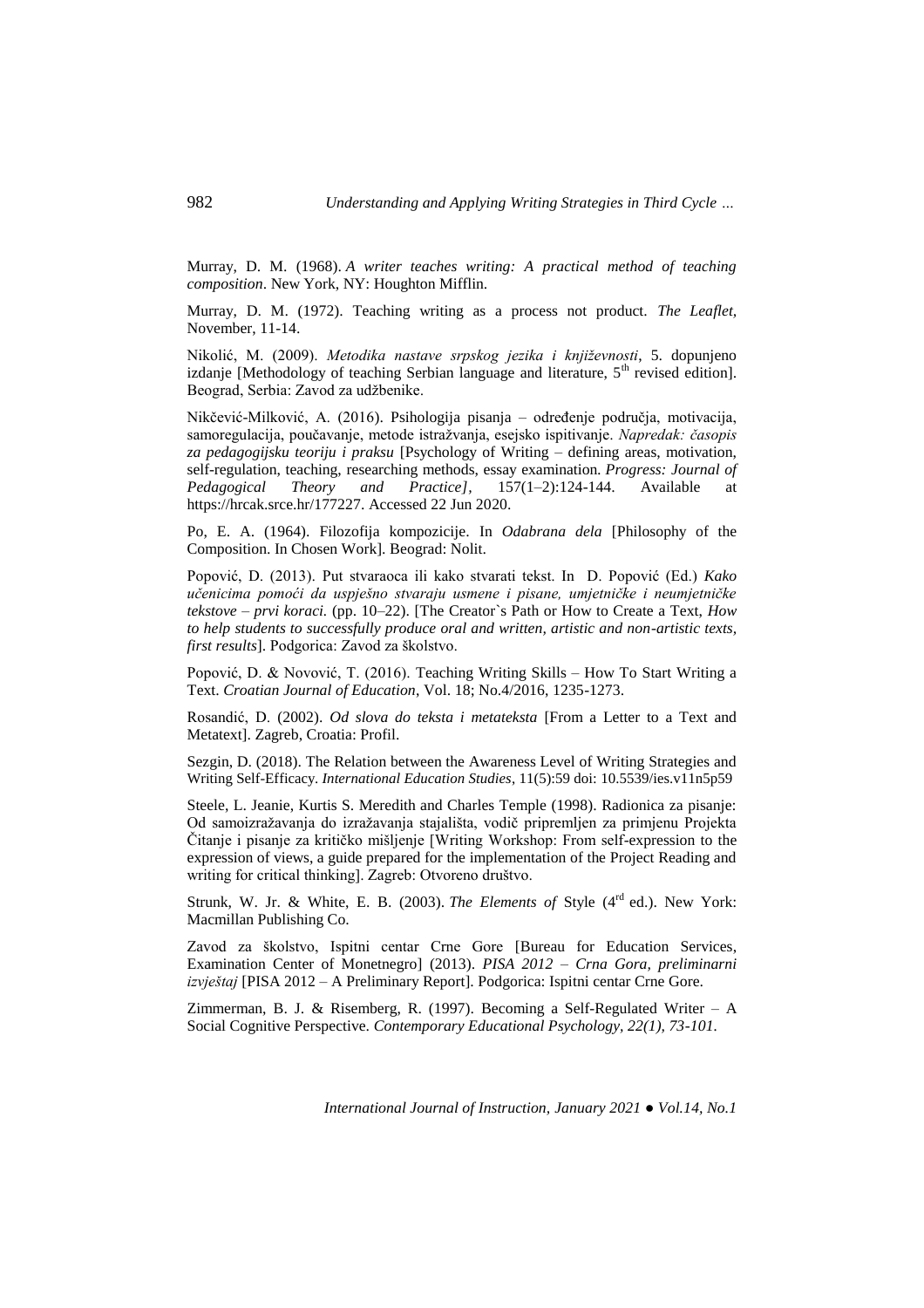Murray, D. M. (1968). *A writer teaches writing: A practical method of teaching composition*. New York, NY: Houghton Mifflin.

Murray, D. M. (1972). Teaching writing as a process not product. *The Leaflet*, November, 11-14.

Nikolić, M. (2009). *Metodika nastave srpskog jezika i književnosti*, 5. dopunjeno izdanje [Methodology of teaching Serbian language and literature, 5th revised edition]. Beograd, Serbia: Zavod za udžbenike.

Nikčević-Milković, A. (2016). Psihologija pisanja – određenje područja, motivacija, samoregulacija, poučavanje, metode istraživanja, esejsko ispitivanje. *Napredak: časopis za pedagogijsku teoriju i praksu* [Psychology of Writing – defining areas, motivation, self-regulation, teaching, researching methods, essay examination. *Progress: Journal of Pedagogical Theory and Practice]*, 157(1–2):124-144. Available at https://hrcak.srce.hr/177227. Accessed 22 Jun 2020.

Po, E. A. (1964). Filozofija kompozicije. In *Odabrana dela* [Philosophy of the Composition. In Chosen Work]. Beograd: Nolit.

Popović, D. (2013). Put stvaraoca ili kako stvarati tekst. In D. Popović (Ed.) *Kako učenicima pomoći da uspješno stvaraju usmene i pisane, umjetničke i neumjetničke tekstove – prvi koraci.* (pp. 10–22). [The Creator`s Path or How to Create a Text, *How to help students to successfully produce oral and written, artistic and non-artistic texts, first results*]. Podgorica: Zavod za školstvo.

Popović, D. & Novović, T. (2016). Teaching Writing Skills – How To Start Writing a Text. *Croatian Journal of Education*, Vol. 18; No.4/2016, 1235-1273.

Rosandić, D. (2002). *Od slova do teksta i metateksta* [From a Letter to a Text and Metatext]. Zagreb, Croatia: Profil.

Sezgin, D. (2018). The Relation between the Awareness Level of Writing Strategies and Writing Self-Efficacy. *International Education Studies*, 11(5):59 doi: 10.5539/ies.v11n5p59

Steele, L. Jeanie, Kurtis S. Meredith and Charles Temple (1998). Radionica za pisanje: Od samoizražavanja do izražavanja stajališta, vodič pripremljen za primjenu Projekta Čitanje i pisanje za kritičko mišljenje [Writing Workshop: From self-expression to the expression of views, a guide prepared for the implementation of the Project Reading and writing for critical thinking]. Zagreb: Otvoreno društvo.

Strunk, W. Jr. & White, E. B. (2003). *The Elements of* Style (4rd ed.). New York: Macmillan Publishing Co.

Zavod za školstvo, Ispitni centar Crne Gore [Bureau for Education Services, Examination Center of Monetnegro] (2013). *PISA 2012 – Crna Gora, preliminarni izvještaj* [PISA 2012 – A Preliminary Report]. Podgorica: Ispitni centar Crne Gore.

Zimmerman, B. J. & Risemberg, R. (1997). Becoming a Self-Regulated Writer – A Social Cognitive Perspective. *Contemporary Educational Psychology, 22(1), 73-101.*